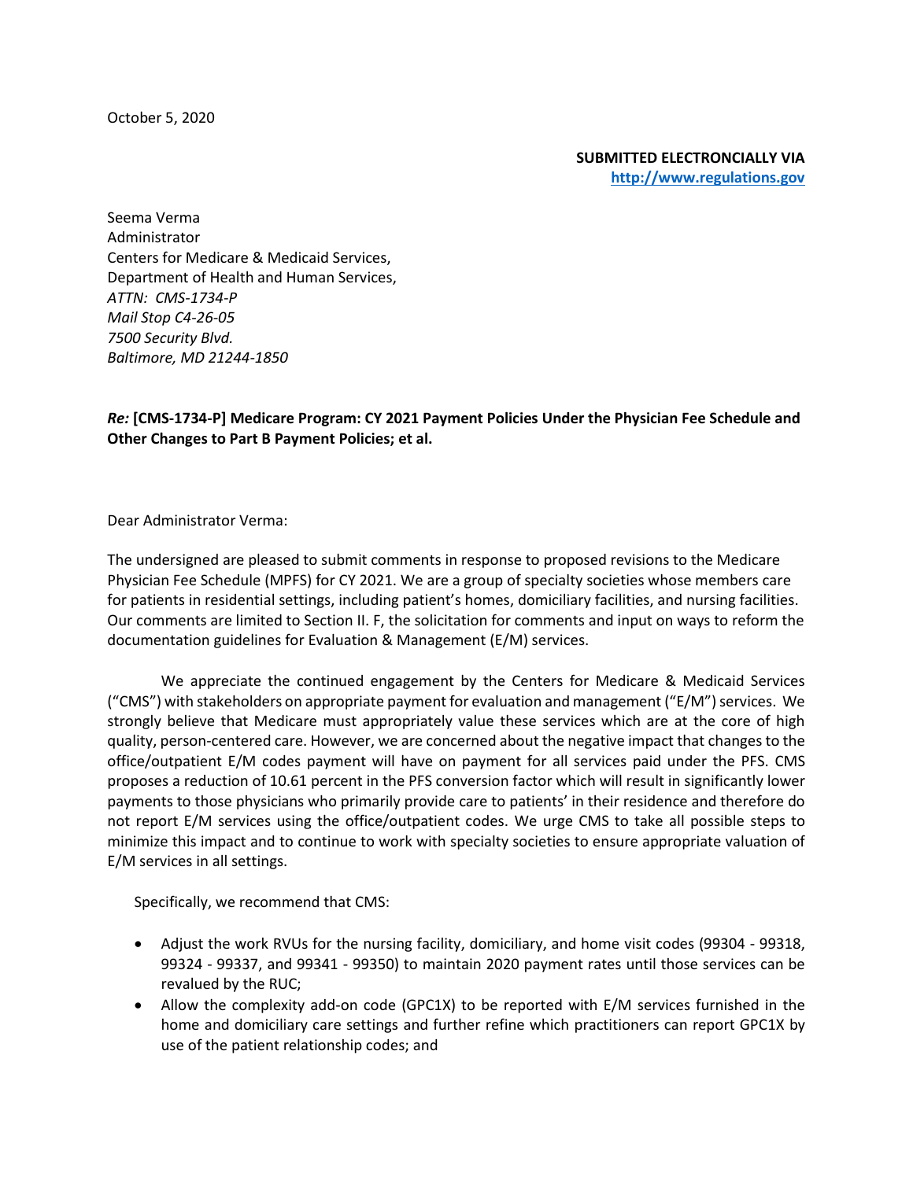October 5, 2020

**SUBMITTED ELECTRONCIALLY VIA**
**[http://www.regulations.gov](http://www.regulations.gov)**

Seema Verma
Administrator
Centers for Medicare & Medicaid Services,
Department of Health and Human Services,
*ATTN: CMS-1734-P*
*Mail Stop C4-26-05*
*7500 Security Blvd.*
*Baltimore, MD 21244-1850*

***Re:* [CMS-1734-P] Medicare Program: CY 2021 Payment Policies Under the Physician Fee Schedule and Other Changes to Part B Payment Policies; et al.**

Dear Administrator Verma:

The undersigned are pleased to submit comments in response to proposed revisions to the Medicare Physician Fee Schedule (MPFS) for CY 2021. We are a group of specialty societies whose members care for patients in residential settings, including patient's homes, domiciliary facilities, and nursing facilities. Our comments are limited to Section II. F, the solicitation for comments and input on ways to reform the documentation guidelines for Evaluation & Management (E/M) services.

We appreciate the continued engagement by the Centers for Medicare & Medicaid Services ("CMS") with stakeholders on appropriate payment for evaluation and management ("E/M") services. We strongly believe that Medicare must appropriately value these services which are at the core of high quality, person-centered care. However, we are concerned about the negative impact that changes to the office/outpatient E/M codes payment will have on payment for all services paid under the PFS. CMS proposes a reduction of 10.61 percent in the PFS conversion factor which will result in significantly lower payments to those physicians who primarily provide care to patients' in their residence and therefore do not report E/M services using the office/outpatient codes. We urge CMS to take all possible steps to minimize this impact and to continue to work with specialty societies to ensure appropriate valuation of E/M services in all settings.

Specifically, we recommend that CMS:

- Adjust the work RVUs for the nursing facility, domiciliary, and home visit codes (99304 - 99318, 99324 - 99337, and 99341 - 99350) to maintain 2020 payment rates until those services can be revalued by the RUC;
- Allow the complexity add-on code (GPC1X) to be reported with E/M services furnished in the home and domiciliary care settings and further refine which practitioners can report GPC1X by use of the patient relationship codes; and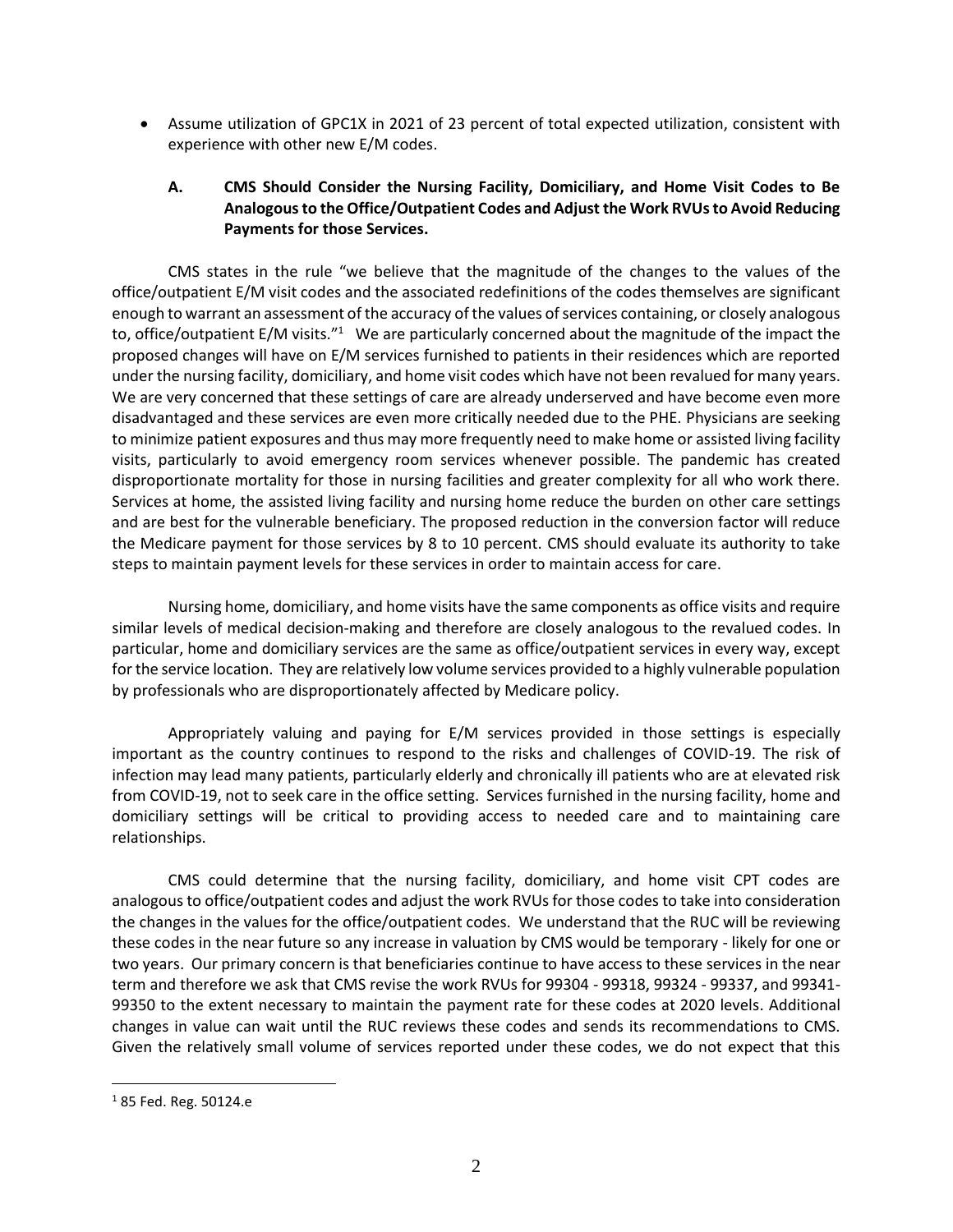- Assume utilization of GPC1X in 2021 of 23 percent of total expected utilization, consistent with experience with other new E/M codes.

### A. CMS Should Consider the Nursing Facility, Domiciliary, and Home Visit Codes to Be Analogous to the Office/Outpatient Codes and Adjust the Work RVUs to Avoid Reducing Payments for those Services.

CMS states in the rule "we believe that the magnitude of the changes to the values of the office/outpatient E/M visit codes and the associated redefinitions of the codes themselves are significant enough to warrant an assessment of the accuracy of the values of services containing, or closely analogous to, office/outpatient E/M visits."[1] We are particularly concerned about the magnitude of the impact the proposed changes will have on E/M services furnished to patients in their residences which are reported under the nursing facility, domiciliary, and home visit codes which have not been revalued for many years. We are very concerned that these settings of care are already underserved and have become even more disadvantaged and these services are even more critically needed due to the PHE. Physicians are seeking to minimize patient exposures and thus may more frequently need to make home or assisted living facility visits, particularly to avoid emergency room services whenever possible. The pandemic has created disproportionate mortality for those in nursing facilities and greater complexity for all who work there. Services at home, the assisted living facility and nursing home reduce the burden on other care settings and are best for the vulnerable beneficiary. The proposed reduction in the conversion factor will reduce the Medicare payment for those services by 8 to 10 percent. CMS should evaluate its authority to take steps to maintain payment levels for these services in order to maintain access for care.

Nursing home, domiciliary, and home visits have the same components as office visits and require similar levels of medical decision-making and therefore are closely analogous to the revalued codes. In particular, home and domiciliary services are the same as office/outpatient services in every way, except for the service location. They are relatively low volume services provided to a highly vulnerable population by professionals who are disproportionately affected by Medicare policy.

Appropriately valuing and paying for E/M services provided in those settings is especially important as the country continues to respond to the risks and challenges of COVID-19. The risk of infection may lead many patients, particularly elderly and chronically ill patients who are at elevated risk from COVID-19, not to seek care in the office setting. Services furnished in the nursing facility, home and domiciliary settings will be critical to providing access to needed care and to maintaining care relationships.

CMS could determine that the nursing facility, domiciliary, and home visit CPT codes are analogous to office/outpatient codes and adjust the work RVUs for those codes to take into consideration the changes in the values for the office/outpatient codes. We understand that the RUC will be reviewing these codes in the near future so any increase in valuation by CMS would be temporary - likely for one or two years. Our primary concern is that beneficiaries continue to have access to these services in the near term and therefore we ask that CMS revise the work RVUs for 99304 - 99318, 99324 - 99337, and 99341-99350 to the extent necessary to maintain the payment rate for these codes at 2020 levels. Additional changes in value can wait until the RUC reviews these codes and sends its recommendations to CMS. Given the relatively small volume of services reported under these codes, we do not expect that this

---

[1] 85 Fed. Reg. 50124.e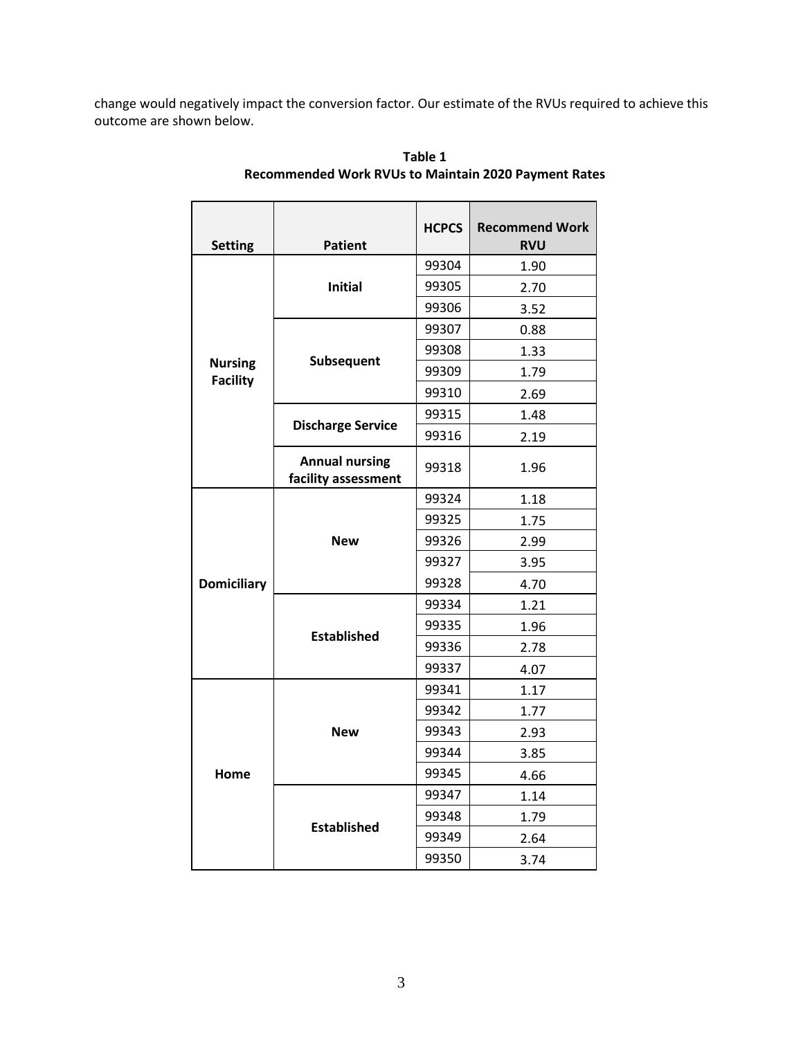change would negatively impact the conversion factor. Our estimate of the RVUs required to achieve this outcome are shown below.

**Table 1**
**Recommended Work RVUs to Maintain 2020 Payment Rates**

| Setting | Patient | HCPCS | Recommend Work RVU |
|---|---|---|---|
| Nursing Facility | Initial | 99304 | 1.90 |
| | | 99305 | 2.70 |
| | | 99306 | 3.52 |
| | Subsequent | 99307 | 0.88 |
| | | 99308 | 1.33 |
| | | 99309 | 1.79 |
| | | 99310 | 2.69 |
| | Discharge Service | 99315 | 1.48 |
| | | 99316 | 2.19 |
| | Annual nursing facility assessment | 99318 | 1.96 |
| Domiciliary | New | 99324 | 1.18 |
| | | 99325 | 1.75 |
| | | 99326 | 2.99 |
| | | 99327 | 3.95 |
| | | 99328 | 4.70 |
| | Established | 99334 | 1.21 |
| | | 99335 | 1.96 |
| | | 99336 | 2.78 |
| | | 99337 | 4.07 |
| Home | New | 99341 | 1.17 |
| | | 99342 | 1.77 |
| | | 99343 | 2.93 |
| | | 99344 | 3.85 |
| | | 99345 | 4.66 |
| | Established | 99347 | 1.14 |
| | | 99348 | 1.79 |
| | | 99349 | 2.64 |
| | | 99350 | 3.74 |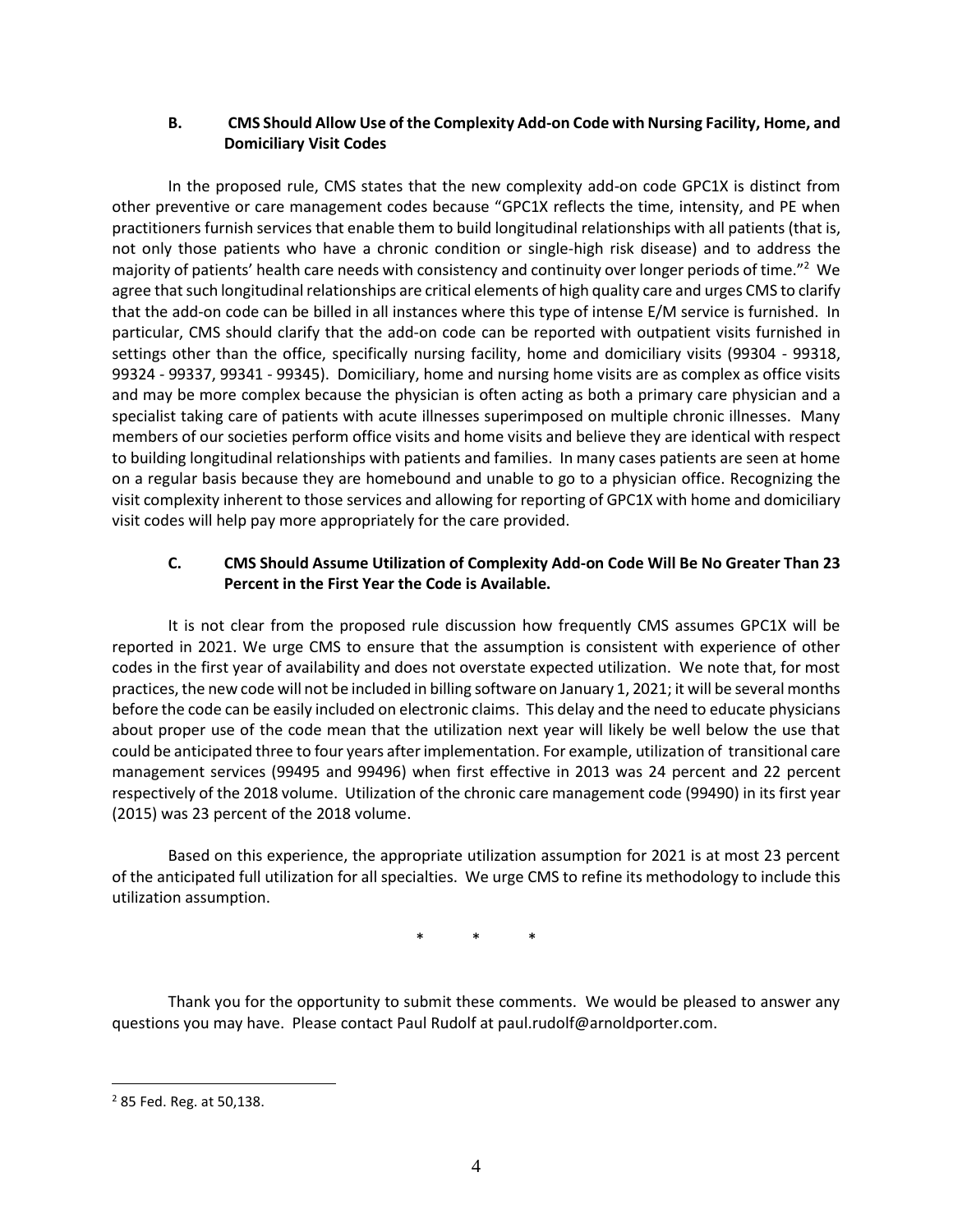### B. CMS Should Allow Use of the Complexity Add-on Code with Nursing Facility, Home, and Domiciliary Visit Codes

In the proposed rule, CMS states that the new complexity add-on code GPC1X is distinct from other preventive or care management codes because "GPC1X reflects the time, intensity, and PE when practitioners furnish services that enable them to build longitudinal relationships with all patients (that is, not only those patients who have a chronic condition or single-high risk disease) and to address the majority of patients' health care needs with consistency and continuity over longer periods of time."[2] We agree that such longitudinal relationships are critical elements of high quality care and urges CMS to clarify that the add-on code can be billed in all instances where this type of intense E/M service is furnished. In particular, CMS should clarify that the add-on code can be reported with outpatient visits furnished in settings other than the office, specifically nursing facility, home and domiciliary visits (99304 - 99318, 99324 - 99337, 99341 - 99345). Domiciliary, home and nursing home visits are as complex as office visits and may be more complex because the physician is often acting as both a primary care physician and a specialist taking care of patients with acute illnesses superimposed on multiple chronic illnesses. Many members of our societies perform office visits and home visits and believe they are identical with respect to building longitudinal relationships with patients and families. In many cases patients are seen at home on a regular basis because they are homebound and unable to go to a physician office. Recognizing the visit complexity inherent to those services and allowing for reporting of GPC1X with home and domiciliary visit codes will help pay more appropriately for the care provided.

### C. CMS Should Assume Utilization of Complexity Add-on Code Will Be No Greater Than 23 Percent in the First Year the Code is Available.

It is not clear from the proposed rule discussion how frequently CMS assumes GPC1X will be reported in 2021. We urge CMS to ensure that the assumption is consistent with experience of other codes in the first year of availability and does not overstate expected utilization. We note that, for most practices, the new code will not be included in billing software on January 1, 2021; it will be several months before the code can be easily included on electronic claims. This delay and the need to educate physicians about proper use of the code mean that the utilization next year will likely be well below the use that could be anticipated three to four years after implementation. For example, utilization of transitional care management services (99495 and 99496) when first effective in 2013 was 24 percent and 22 percent respectively of the 2018 volume. Utilization of the chronic care management code (99490) in its first year (2015) was 23 percent of the 2018 volume.

Based on this experience, the appropriate utilization assumption for 2021 is at most 23 percent of the anticipated full utilization for all specialties. We urge CMS to refine its methodology to include this utilization assumption.

\* \* \*

Thank you for the opportunity to submit these comments. We would be pleased to answer any questions you may have. Please contact Paul Rudolf at paul.rudolf@arnoldporter.com.

---

[2] 85 Fed. Reg. at 50,138.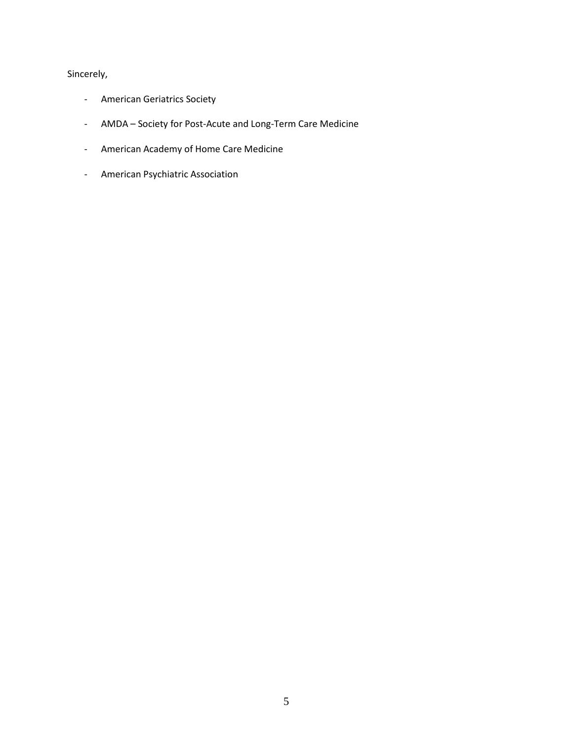Sincerely,

- American Geriatrics Society
- AMDA – Society for Post-Acute and Long-Term Care Medicine
- American Academy of Home Care Medicine
- American Psychiatric Association